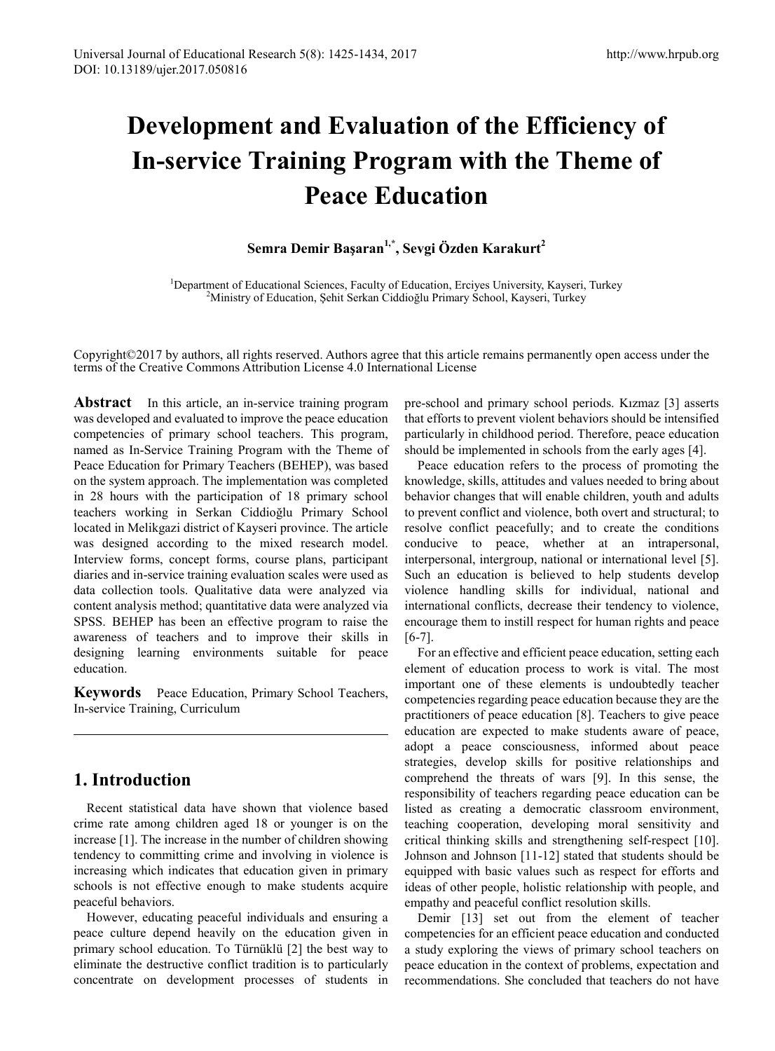# Development and Evaluation of the Efficiency of In-service Training Program with the Theme of Peace Education

**Semra Demir Başaran[1,*], Sevgi Özden Karakurt[2]**

[1]Department of Educational Sciences, Faculty of Education, Erciyes University, Kayseri, Turkey
[2]Ministry of Education, Şehit Serkan Ciddioğlu Primary School, Kayseri, Turkey

Copyright©2017 by authors, all rights reserved. Authors agree that this article remains permanently open access under the terms of the Creative Commons Attribution License 4.0 International License

**Abstract** In this article, an in-service training program was developed and evaluated to improve the peace education competencies of primary school teachers. This program, named as In-Service Training Program with the Theme of Peace Education for Primary Teachers (BEHEP), was based on the system approach. The implementation was completed in 28 hours with the participation of 18 primary school teachers working in Serkan Ciddioğlu Primary School located in Melikgazi district of Kayseri province. The article was designed according to the mixed research model. Interview forms, concept forms, course plans, participant diaries and in-service training evaluation scales were used as data collection tools. Qualitative data were analyzed via content analysis method; quantitative data were analyzed via SPSS. BEHEP has been an effective program to raise the awareness of teachers and to improve their skills in designing learning environments suitable for peace education.

**Keywords** Peace Education, Primary School Teachers, In-service Training, Curriculum

## 1. Introduction

Recent statistical data have shown that violence based crime rate among children aged 18 or younger is on the increase [1]. The increase in the number of children showing tendency to committing crime and involving in violence is increasing which indicates that education given in primary schools is not effective enough to make students acquire peaceful behaviors.

However, educating peaceful individuals and ensuring a peace culture depend heavily on the education given in primary school education. To Türnüklü [2] the best way to eliminate the destructive conflict tradition is to particularly concentrate on development processes of students in pre-school and primary school periods. Kızmaz [3] asserts that efforts to prevent violent behaviors should be intensified particularly in childhood period. Therefore, peace education should be implemented in schools from the early ages [4].

Peace education refers to the process of promoting the knowledge, skills, attitudes and values needed to bring about behavior changes that will enable children, youth and adults to prevent conflict and violence, both overt and structural; to resolve conflict peacefully; and to create the conditions conducive to peace, whether at an intrapersonal, interpersonal, intergroup, national or international level [5]. Such an education is believed to help students develop violence handling skills for individual, national and international conflicts, decrease their tendency to violence, encourage them to instill respect for human rights and peace [6-7].

For an effective and efficient peace education, setting each element of education process to work is vital. The most important one of these elements is undoubtedly teacher competencies regarding peace education because they are the practitioners of peace education [8]. Teachers to give peace education are expected to make students aware of peace, adopt a peace consciousness, informed about peace strategies, develop skills for positive relationships and comprehend the threats of wars [9]. In this sense, the responsibility of teachers regarding peace education can be listed as creating a democratic classroom environment, teaching cooperation, developing moral sensitivity and critical thinking skills and strengthening self-respect [10]. Johnson and Johnson [11-12] stated that students should be equipped with basic values such as respect for efforts and ideas of other people, holistic relationship with people, and empathy and peaceful conflict resolution skills.

Demir [13] set out from the element of teacher competencies for an efficient peace education and conducted a study exploring the views of primary school teachers on peace education in the context of problems, expectation and recommendations. She concluded that teachers do not have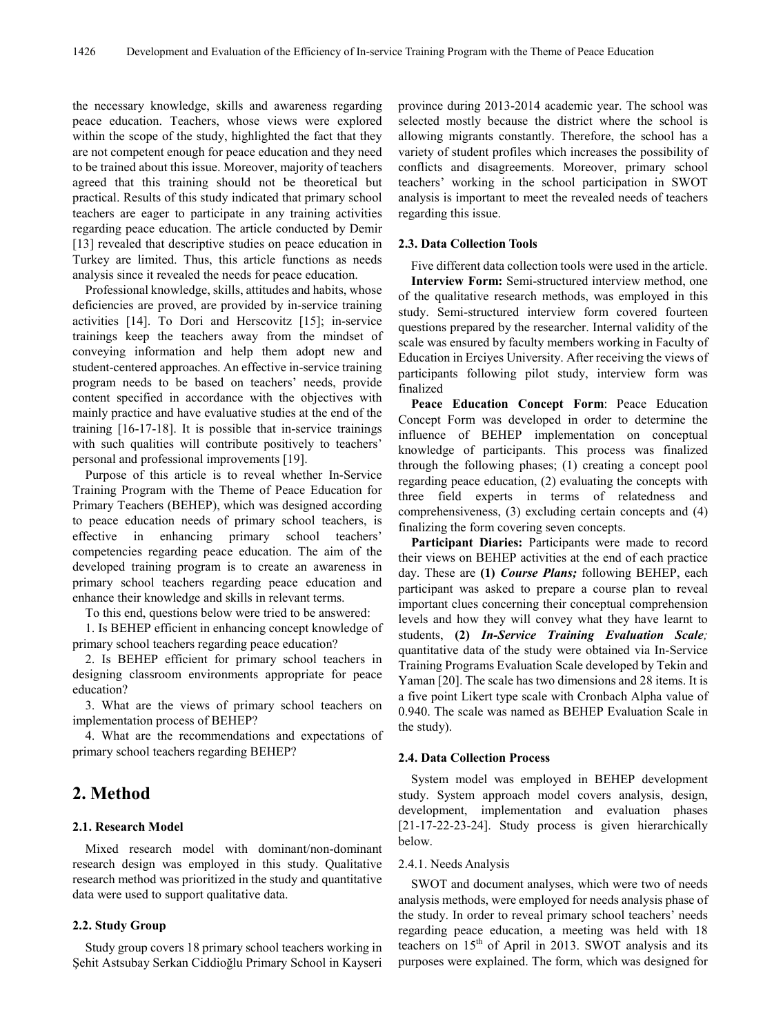the necessary knowledge, skills and awareness regarding peace education. Teachers, whose views were explored within the scope of the study, highlighted the fact that they are not competent enough for peace education and they need to be trained about this issue. Moreover, majority of teachers agreed that this training should not be theoretical but practical. Results of this study indicated that primary school teachers are eager to participate in any training activities regarding peace education. The article conducted by Demir [13] revealed that descriptive studies on peace education in Turkey are limited. Thus, this article functions as needs analysis since it revealed the needs for peace education.

Professional knowledge, skills, attitudes and habits, whose deficiencies are proved, are provided by in-service training activities [14]. To Dori and Herscovitz [15]; in-service trainings keep the teachers away from the mindset of conveying information and help them adopt new and student-centered approaches. An effective in-service training program needs to be based on teachers' needs, provide content specified in accordance with the objectives with mainly practice and have evaluative studies at the end of the training [16-17-18]. It is possible that in-service trainings with such qualities will contribute positively to teachers' personal and professional improvements [19].

Purpose of this article is to reveal whether In-Service Training Program with the Theme of Peace Education for Primary Teachers (BEHEP), which was designed according to peace education needs of primary school teachers, is effective in enhancing primary school teachers' competencies regarding peace education. The aim of the developed training program is to create an awareness in primary school teachers regarding peace education and enhance their knowledge and skills in relevant terms.

To this end, questions below were tried to be answered:

1. Is BEHEP efficient in enhancing concept knowledge of primary school teachers regarding peace education?
2. Is BEHEP efficient for primary school teachers in designing classroom environments appropriate for peace education?
3. What are the views of primary school teachers on implementation process of BEHEP?
4. What are the recommendations and expectations of primary school teachers regarding BEHEP?

## 2. Method

### 2.1. Research Model

Mixed research model with dominant/non-dominant research design was employed in this study. Qualitative research method was prioritized in the study and quantitative data were used to support qualitative data.

### 2.2. Study Group

Study group covers 18 primary school teachers working in Şehit Astsubay Serkan Ciddioğlu Primary School in Kayseri province during 2013-2014 academic year. The school was selected mostly because the district where the school is allowing migrants constantly. Therefore, the school has a variety of student profiles which increases the possibility of conflicts and disagreements. Moreover, primary school teachers' working in the school participation in SWOT analysis is important to meet the revealed needs of teachers regarding this issue.

### 2.3. Data Collection Tools

Five different data collection tools were used in the article.

**Interview Form:** Semi-structured interview method, one of the qualitative research methods, was employed in this study. Semi-structured interview form covered fourteen questions prepared by the researcher. Internal validity of the scale was ensured by faculty members working in Faculty of Education in Erciyes University. After receiving the views of participants following pilot study, interview form was finalized

**Peace Education Concept Form**: Peace Education Concept Form was developed in order to determine the influence of BEHEP implementation on conceptual knowledge of participants. This process was finalized through the following phases; (1) creating a concept pool regarding peace education, (2) evaluating the concepts with three field experts in terms of relatedness and comprehensiveness, (3) excluding certain concepts and (4) finalizing the form covering seven concepts.

**Participant Diaries:** Participants were made to record their views on BEHEP activities at the end of each practice day. These are **(1)** ***Course Plans;*** following BEHEP, each participant was asked to prepare a course plan to reveal important clues concerning their conceptual comprehension levels and how they will convey what they have learnt to students, **(2)** ***In-Service Training Evaluation Scale;*** quantitative data of the study were obtained via In-Service Training Programs Evaluation Scale developed by Tekin and Yaman [20]. The scale has two dimensions and 28 items. It is a five point Likert type scale with Cronbach Alpha value of 0.940. The scale was named as BEHEP Evaluation Scale in the study).

### 2.4. Data Collection Process

System model was employed in BEHEP development study. System approach model covers analysis, design, development, implementation and evaluation phases [21-17-22-23-24]. Study process is given hierarchically below.

#### 2.4.1. Needs Analysis

SWOT and document analyses, which were two of needs analysis methods, were employed for needs analysis phase of the study. In order to reveal primary school teachers' needs regarding peace education, a meeting was held with 18 teachers on 15th of April in 2013. SWOT analysis and its purposes were explained. The form, which was designed for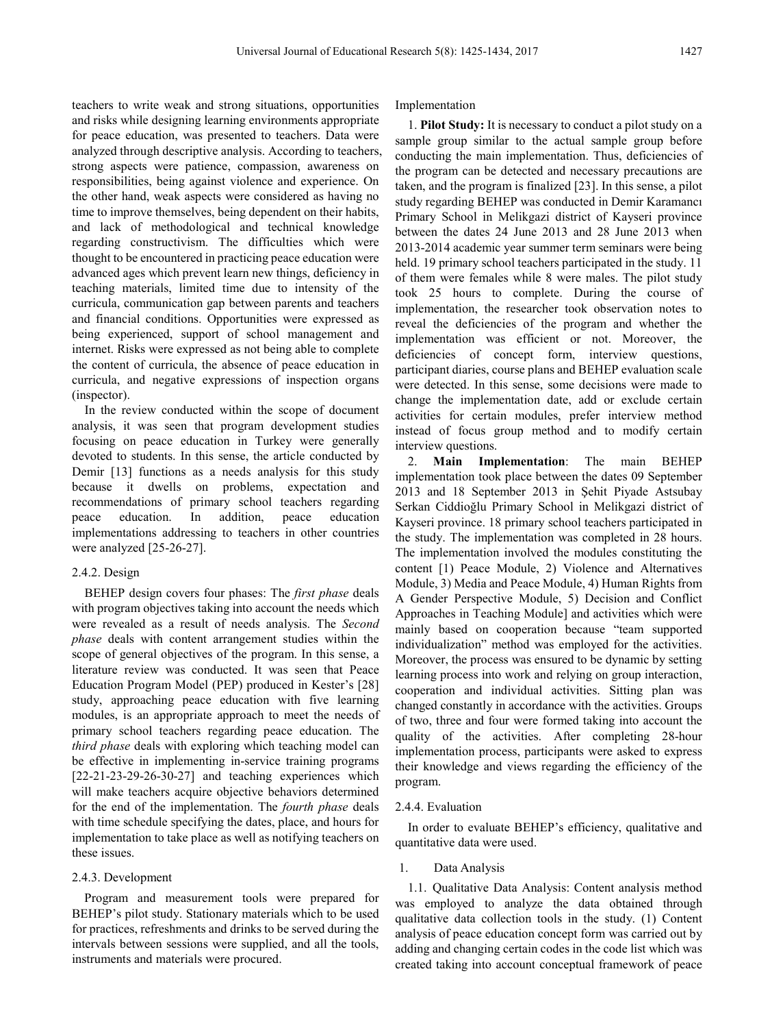teachers to write weak and strong situations, opportunities and risks while designing learning environments appropriate for peace education, was presented to teachers. Data were analyzed through descriptive analysis. According to teachers, strong aspects were patience, compassion, awareness on responsibilities, being against violence and experience. On the other hand, weak aspects were considered as having no time to improve themselves, being dependent on their habits, and lack of methodological and technical knowledge regarding constructivism. The difficulties which were thought to be encountered in practicing peace education were advanced ages which prevent learn new things, deficiency in teaching materials, limited time due to intensity of the curricula, communication gap between parents and teachers and financial conditions. Opportunities were expressed as being experienced, support of school management and internet. Risks were expressed as not being able to complete the content of curricula, the absence of peace education in curricula, and negative expressions of inspection organs (inspector).

In the review conducted within the scope of document analysis, it was seen that program development studies focusing on peace education in Turkey were generally devoted to students. In this sense, the article conducted by Demir [13] functions as a needs analysis for this study because it dwells on problems, expectation and recommendations of primary school teachers regarding peace education. In addition, peace education implementations addressing to teachers in other countries were analyzed [25-26-27].

### 2.4.2. Design

BEHEP design covers four phases: The *first phase* deals with program objectives taking into account the needs which were revealed as a result of needs analysis. The *Second phase* deals with content arrangement studies within the scope of general objectives of the program. In this sense, a literature review was conducted. It was seen that Peace Education Program Model (PEP) produced in Kester's [28] study, approaching peace education with five learning modules, is an appropriate approach to meet the needs of primary school teachers regarding peace education. The *third phase* deals with exploring which teaching model can be effective in implementing in-service training programs [22-21-23-29-26-30-27] and teaching experiences which will make teachers acquire objective behaviors determined for the end of the implementation. The *fourth phase* deals with time schedule specifying the dates, place, and hours for implementation to take place as well as notifying teachers on these issues.

### 2.4.3. Development

Program and measurement tools were prepared for BEHEP's pilot study. Stationary materials which to be used for practices, refreshments and drinks to be served during the intervals between sessions were supplied, and all the tools, instruments and materials were procured.

Implementation

1. **Pilot Study:** It is necessary to conduct a pilot study on a sample group similar to the actual sample group before conducting the main implementation. Thus, deficiencies of the program can be detected and necessary precautions are taken, and the program is finalized [23]. In this sense, a pilot study regarding BEHEP was conducted in Demir Karamancı Primary School in Melikgazi district of Kayseri province between the dates 24 June 2013 and 28 June 2013 when 2013-2014 academic year summer term seminars were being held. 19 primary school teachers participated in the study. 11 of them were females while 8 were males. The pilot study took 25 hours to complete. During the course of implementation, the researcher took observation notes to reveal the deficiencies of the program and whether the implementation was efficient or not. Moreover, the deficiencies of concept form, interview questions, participant diaries, course plans and BEHEP evaluation scale were detected. In this sense, some decisions were made to change the implementation date, add or exclude certain activities for certain modules, prefer interview method instead of focus group method and to modify certain interview questions.

2. **Main Implementation**: The main BEHEP implementation took place between the dates 09 September 2013 and 18 September 2013 in Şehit Piyade Astsubay Serkan Ciddioğlu Primary School in Melikgazi district of Kayseri province. 18 primary school teachers participated in the study. The implementation was completed in 28 hours. The implementation involved the modules constituting the content [1) Peace Module, 2) Violence and Alternatives Module, 3) Media and Peace Module, 4) Human Rights from A Gender Perspective Module, 5) Decision and Conflict Approaches in Teaching Module] and activities which were mainly based on cooperation because "team supported individualization" method was employed for the activities. Moreover, the process was ensured to be dynamic by setting learning process into work and relying on group interaction, cooperation and individual activities. Sitting plan was changed constantly in accordance with the activities. Groups of two, three and four were formed taking into account the quality of the activities. After completing 28-hour implementation process, participants were asked to express their knowledge and views regarding the efficiency of the program.

### 2.4.4. Evaluation

In order to evaluate BEHEP's efficiency, qualitative and quantitative data were used.

1. Data Analysis

1.1. Qualitative Data Analysis: Content analysis method was employed to analyze the data obtained through qualitative data collection tools in the study. (1) Content analysis of peace education concept form was carried out by adding and changing certain codes in the code list which was created taking into account conceptual framework of peace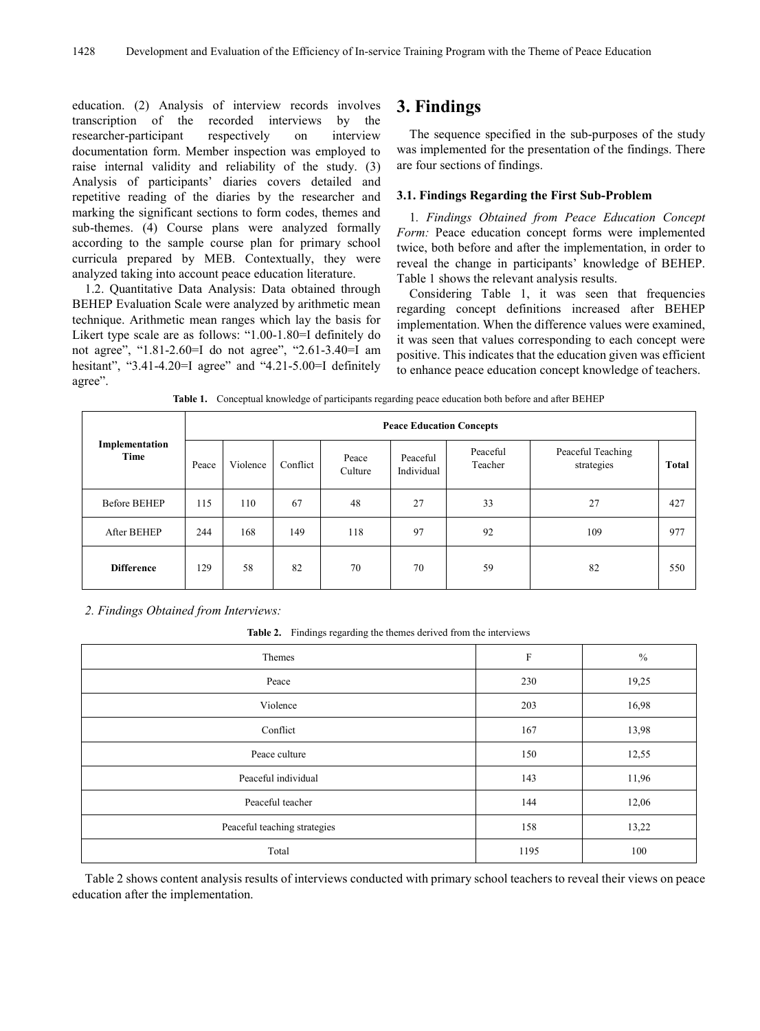education. (2) Analysis of interview records involves transcription of the recorded interviews by the researcher-participant respectively on interview documentation form. Member inspection was employed to raise internal validity and reliability of the study. (3) Analysis of participants' diaries covers detailed and repetitive reading of the diaries by the researcher and marking the significant sections to form codes, themes and sub-themes. (4) Course plans were analyzed formally according to the sample course plan for primary school curricula prepared by MEB. Contextually, they were analyzed taking into account peace education literature.

1.2. Quantitative Data Analysis: Data obtained through BEHEP Evaluation Scale were analyzed by arithmetic mean technique. Arithmetic mean ranges which lay the basis for Likert type scale are as follows: "1.00-1.80=I definitely do not agree", "1.81-2.60=I do not agree", "2.61-3.40=I am hesitant", "3.41-4.20=I agree" and "4.21-5.00=I definitely agree".

# 3. Findings

The sequence specified in the sub-purposes of the study was implemented for the presentation of the findings. There are four sections of findings.

### 3.1. Findings Regarding the First Sub-Problem

1. *Findings Obtained from Peace Education Concept Form:* Peace education concept forms were implemented twice, both before and after the implementation, in order to reveal the change in participants' knowledge of BEHEP. Table 1 shows the relevant analysis results.

Considering Table 1, it was seen that frequencies regarding concept definitions increased after BEHEP implementation. When the difference values were examined, it was seen that values corresponding to each concept were positive. This indicates that the education given was efficient to enhance peace education concept knowledge of teachers.

**Table 1.** Conceptual knowledge of participants regarding peace education both before and after BEHEP

| Implementation Time | Peace Education Concepts | | | | | | | |
|---|---|---|---|---|---|---|---|---|
| | Peace | Violence | Conflict | Peace Culture | Peaceful Individual | Peaceful Teacher | Peaceful Teaching strategies | **Total** |
| Before BEHEP | 115 | 110 | 67 | 48 | 27 | 33 | 27 | 427 |
| After BEHEP | 244 | 168 | 149 | 118 | 97 | 92 | 109 | 977 |
| **Difference** | 129 | 58 | 82 | 70 | 70 | 59 | 82 | 550 |

2. *Findings Obtained from Interviews:*

**Table 2.** Findings regarding the themes derived from the interviews

| Themes | F | % |
|---|---|---|
| Peace | 230 | 19,25 |
| Violence | 203 | 16,98 |
| Conflict | 167 | 13,98 |
| Peace culture | 150 | 12,55 |
| Peaceful individual | 143 | 11,96 |
| Peaceful teacher | 144 | 12,06 |
| Peaceful teaching strategies | 158 | 13,22 |
| Total | 1195 | 100 |

Table 2 shows content analysis results of interviews conducted with primary school teachers to reveal their views on peace education after the implementation.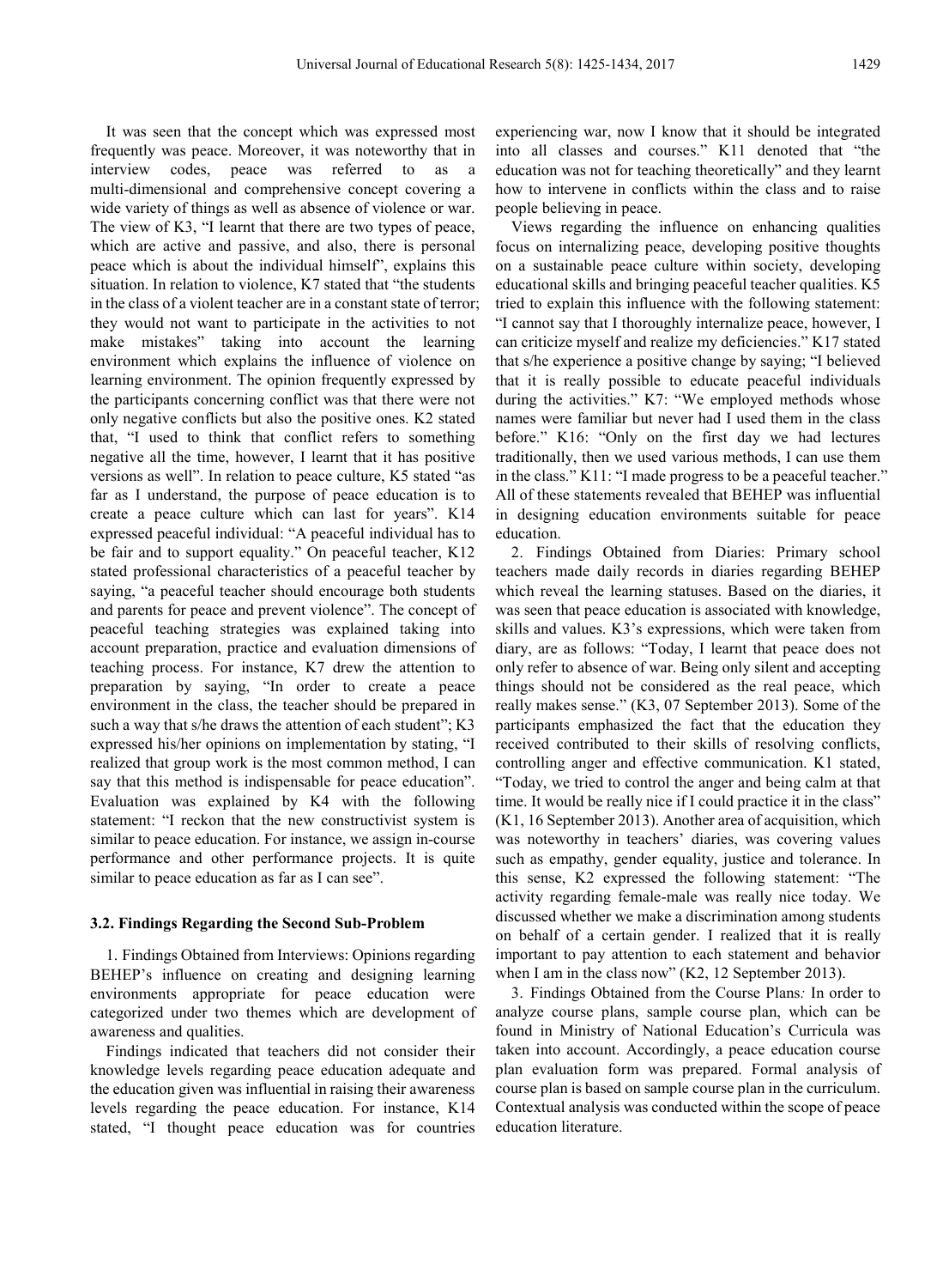It was seen that the concept which was expressed most frequently was peace. Moreover, it was noteworthy that in interview codes, peace was referred to as a multi-dimensional and comprehensive concept covering a wide variety of things as well as absence of violence or war. The view of K3, "I learnt that there are two types of peace, which are active and passive, and also, there is personal peace which is about the individual himself", explains this situation. In relation to violence, K7 stated that "the students in the class of a violent teacher are in a constant state of terror; they would not want to participate in the activities to not make mistakes" taking into account the learning environment which explains the influence of violence on learning environment. The opinion frequently expressed by the participants concerning conflict was that there were not only negative conflicts but also the positive ones. K2 stated that, "I used to think that conflict refers to something negative all the time, however, I learnt that it has positive versions as well". In relation to peace culture, K5 stated "as far as I understand, the purpose of peace education is to create a peace culture which can last for years". K14 expressed peaceful individual: "A peaceful individual has to be fair and to support equality." On peaceful teacher, K12 stated professional characteristics of a peaceful teacher by saying, "a peaceful teacher should encourage both students and parents for peace and prevent violence". The concept of peaceful teaching strategies was explained taking into account preparation, practice and evaluation dimensions of teaching process. For instance, K7 drew the attention to preparation by saying, "In order to create a peace environment in the class, the teacher should be prepared in such a way that s/he draws the attention of each student"; K3 expressed his/her opinions on implementation by stating, "I realized that group work is the most common method, I can say that this method is indispensable for peace education". Evaluation was explained by K4 with the following statement: "I reckon that the new constructivist system is similar to peace education. For instance, we assign in-course performance and other performance projects. It is quite similar to peace education as far as I can see".

### 3.2. Findings Regarding the Second Sub-Problem

1. Findings Obtained from Interviews: Opinions regarding BEHEP's influence on creating and designing learning environments appropriate for peace education were categorized under two themes which are development of awareness and qualities.

Findings indicated that teachers did not consider their knowledge levels regarding peace education adequate and the education given was influential in raising their awareness levels regarding the peace education. For instance, K14 stated, "I thought peace education was for countries experiencing war, now I know that it should be integrated into all classes and courses." K11 denoted that "the education was not for teaching theoretically" and they learnt how to intervene in conflicts within the class and to raise people believing in peace.

Views regarding the influence on enhancing qualities focus on internalizing peace, developing positive thoughts on a sustainable peace culture within society, developing educational skills and bringing peaceful teacher qualities. K5 tried to explain this influence with the following statement: "I cannot say that I thoroughly internalize peace, however, I can criticize myself and realize my deficiencies." K17 stated that s/he experience a positive change by saying; "I believed that it is really possible to educate peaceful individuals during the activities." K7: "We employed methods whose names were familiar but never had I used them in the class before." K16: "Only on the first day we had lectures traditionally, then we used various methods, I can use them in the class." K11: "I made progress to be a peaceful teacher." All of these statements revealed that BEHEP was influential in designing education environments suitable for peace education.

2. Findings Obtained from Diaries: Primary school teachers made daily records in diaries regarding BEHEP which reveal the learning statuses. Based on the diaries, it was seen that peace education is associated with knowledge, skills and values. K3's expressions, which were taken from diary, are as follows: "Today, I learnt that peace does not only refer to absence of war. Being only silent and accepting things should not be considered as the real peace, which really makes sense." (K3, 07 September 2013). Some of the participants emphasized the fact that the education they received contributed to their skills of resolving conflicts, controlling anger and effective communication. K1 stated, "Today, we tried to control the anger and being calm at that time. It would be really nice if I could practice it in the class" (K1, 16 September 2013). Another area of acquisition, which was noteworthy in teachers' diaries, was covering values such as empathy, gender equality, justice and tolerance. In this sense, K2 expressed the following statement: "The activity regarding female-male was really nice today. We discussed whether we make a discrimination among students on behalf of a certain gender. I realized that it is really important to pay attention to each statement and behavior when I am in the class now" (K2, 12 September 2013).

3. Findings Obtained from the Course Plans*:* In order to analyze course plans, sample course plan, which can be found in Ministry of National Education's Curricula was taken into account. Accordingly, a peace education course plan evaluation form was prepared. Formal analysis of course plan is based on sample course plan in the curriculum. Contextual analysis was conducted within the scope of peace education literature.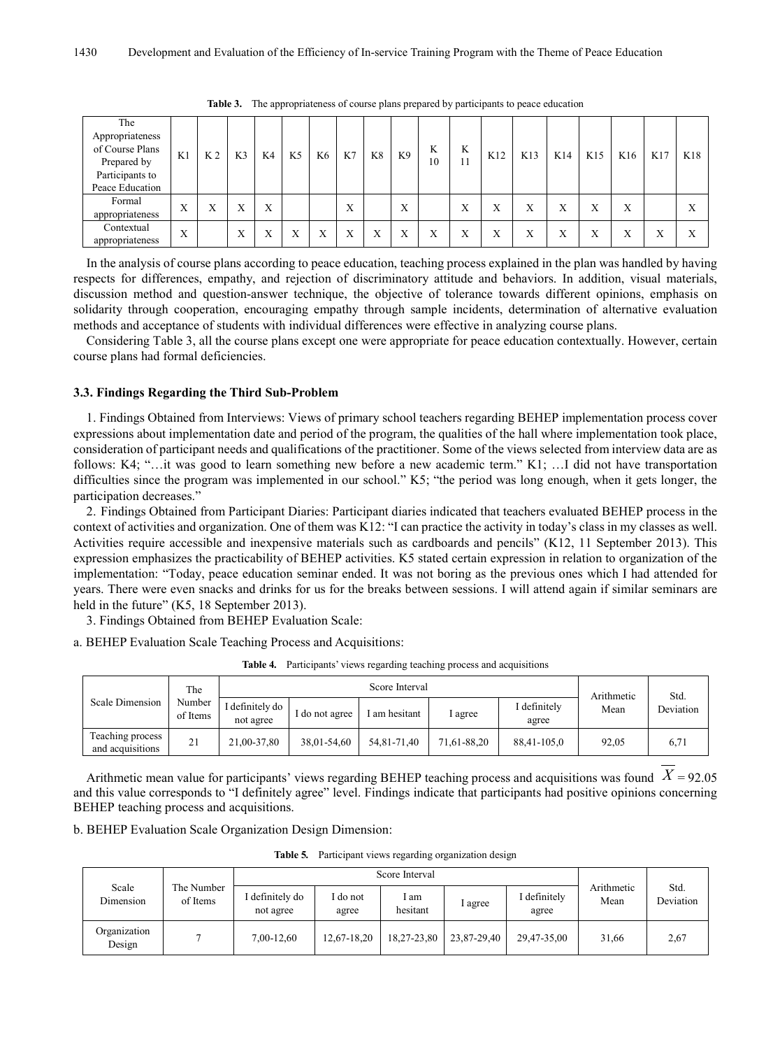**Table 3.** The appropriateness of course plans prepared by participants to peace education

| The Appropriateness of Course Plans Prepared by Participants to Peace Education | K1 | K 2 | K3 | K4 | K5 | K6 | K7 | K8 | K9 | K 10 | K 11 | K12 | K13 | K14 | K15 | K16 | K17 | K18 |
|---|---|---|---|---|---|---|---|---|---|---|---|---|---|---|---|---|---|---|
| Formal appropriateness | X | X | X | X | | | X | | X | | X | X | X | X | X | X | | X |
| Contextual appropriateness | X | | X | X | X | X | X | X | X | X | X | X | X | X | X | X | X | X |

In the analysis of course plans according to peace education, teaching process explained in the plan was handled by having respects for differences, empathy, and rejection of discriminatory attitude and behaviors. In addition, visual materials, discussion method and question-answer technique, the objective of tolerance towards different opinions, emphasis on solidarity through cooperation, encouraging empathy through sample incidents, determination of alternative evaluation methods and acceptance of students with individual differences were effective in analyzing course plans.

Considering Table 3, all the course plans except one were appropriate for peace education contextually. However, certain course plans had formal deficiencies.

### 3.3. Findings Regarding the Third Sub-Problem

1. Findings Obtained from Interviews: Views of primary school teachers regarding BEHEP implementation process cover expressions about implementation date and period of the program, the qualities of the hall where implementation took place, consideration of participant needs and qualifications of the practitioner. Some of the views selected from interview data are as follows: K4; "…it was good to learn something new before a new academic term." K1; …I did not have transportation difficulties since the program was implemented in our school." K5; "the period was long enough, when it gets longer, the participation decreases."

2. Findings Obtained from Participant Diaries: Participant diaries indicated that teachers evaluated BEHEP process in the context of activities and organization. One of them was K12: "I can practice the activity in today's class in my classes as well. Activities require accessible and inexpensive materials such as cardboards and pencils" (K12, 11 September 2013). This expression emphasizes the practicability of BEHEP activities. K5 stated certain expression in relation to organization of the implementation: "Today, peace education seminar ended. It was not boring as the previous ones which I had attended for years. There were even snacks and drinks for us for the breaks between sessions. I will attend again if similar seminars are held in the future" (K5, 18 September 2013).

3. Findings Obtained from BEHEP Evaluation Scale:

a. BEHEP Evaluation Scale Teaching Process and Acquisitions:

**Table 4.** Participants' views regarding teaching process and acquisitions

| Scale Dimension | The Number of Items | Score Interval | | | | | Arithmetic Mean | Std. Deviation |
|---|---|---|---|---|---|---|---|---|
| | | I definitely do not agree | I do not agree | I am hesitant | I agree | I definitely agree | | |
| Teaching process and acquisitions | 21 | 21,00-37,80 | 38,01-54,60 | 54,81-71,40 | 71,61-88,20 | 88,41-105,0 | 92,05 | 6,71 |

Arithmetic mean value for participants' views regarding BEHEP teaching process and acquisitions was found $\overline{X} = 92.05$ and this value corresponds to "I definitely agree" level. Findings indicate that participants had positive opinions concerning BEHEP teaching process and acquisitions.

b. BEHEP Evaluation Scale Organization Design Dimension:

**Table 5.** Participant views regarding organization design

| Scale Dimension | The Number of Items | Score Interval | | | | | Arithmetic Mean | Std. Deviation |
|---|---|---|---|---|---|---|---|---|
| | | I definitely do not agree | I do not agree | I am hesitant | I agree | I definitely agree | | |
| Organization Design | 7 | 7,00-12,60 | 12,67-18,20 | 18,27-23,80 | 23,87-29,40 | 29,47-35,00 | 31,66 | 2,67 |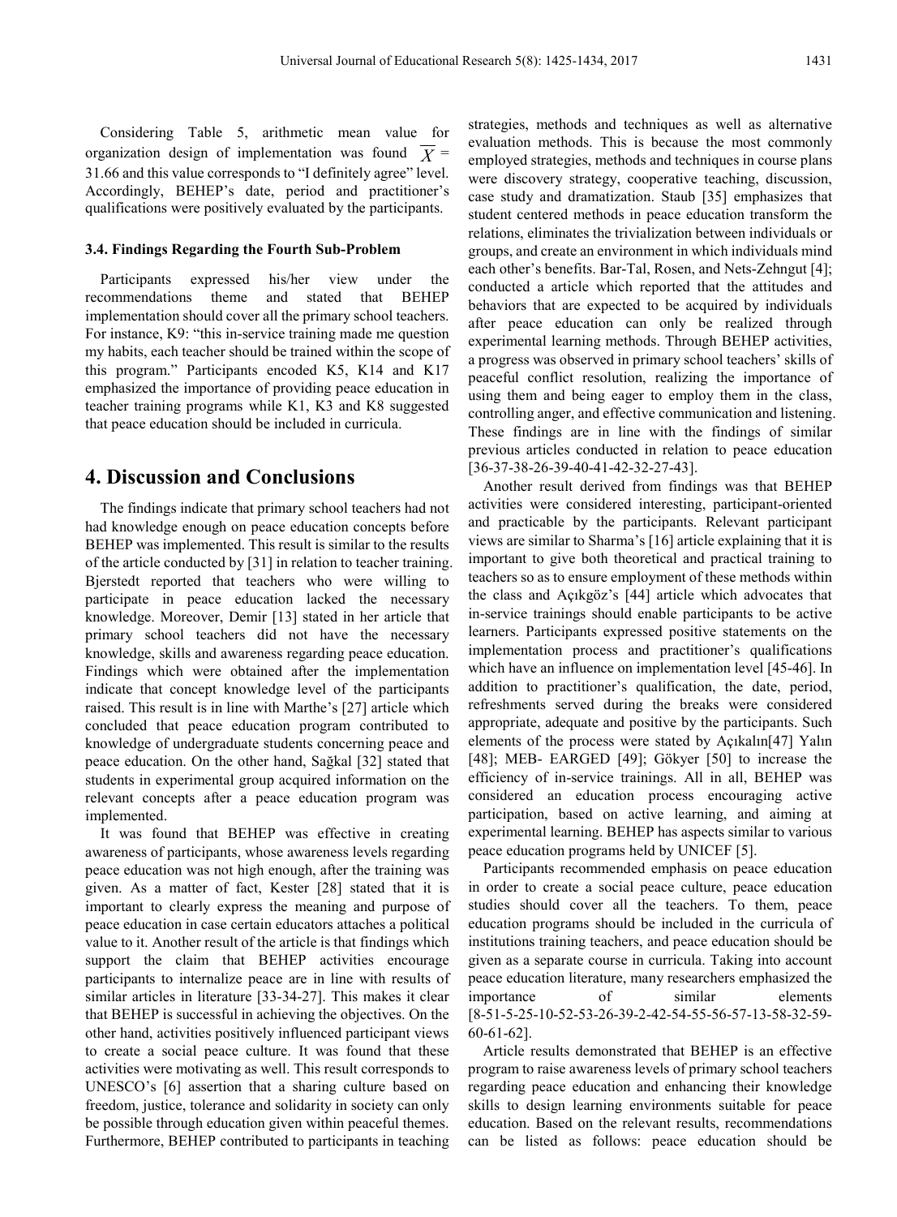Considering Table 5, arithmetic mean value for organization design of implementation was found $\overline{X}$ = 31.66 and this value corresponds to "I definitely agree" level. Accordingly, BEHEP's date, period and practitioner's qualifications were positively evaluated by the participants.

### 3.4. Findings Regarding the Fourth Sub-Problem

Participants expressed his/her view under the recommendations theme and stated that BEHEP implementation should cover all the primary school teachers. For instance, K9: "this in-service training made me question my habits, each teacher should be trained within the scope of this program." Participants encoded K5, K14 and K17 emphasized the importance of providing peace education in teacher training programs while K1, K3 and K8 suggested that peace education should be included in curricula.

## 4. Discussion and Conclusions

The findings indicate that primary school teachers had not had knowledge enough on peace education concepts before BEHEP was implemented. This result is similar to the results of the article conducted by [31] in relation to teacher training. Bjerstedt reported that teachers who were willing to participate in peace education lacked the necessary knowledge. Moreover, Demir [13] stated in her article that primary school teachers did not have the necessary knowledge, skills and awareness regarding peace education. Findings which were obtained after the implementation indicate that concept knowledge level of the participants raised. This result is in line with Marthe's [27] article which concluded that peace education program contributed to knowledge of undergraduate students concerning peace and peace education. On the other hand, Sağkal [32] stated that students in experimental group acquired information on the relevant concepts after a peace education program was implemented.

It was found that BEHEP was effective in creating awareness of participants, whose awareness levels regarding peace education was not high enough, after the training was given. As a matter of fact, Kester [28] stated that it is important to clearly express the meaning and purpose of peace education in case certain educators attaches a political value to it. Another result of the article is that findings which support the claim that BEHEP activities encourage participants to internalize peace are in line with results of similar articles in literature [33-34-27]. This makes it clear that BEHEP is successful in achieving the objectives. On the other hand, activities positively influenced participant views to create a social peace culture. It was found that these activities were motivating as well. This result corresponds to UNESCO's [6] assertion that a sharing culture based on freedom, justice, tolerance and solidarity in society can only be possible through education given within peaceful themes. Furthermore, BEHEP contributed to participants in teaching strategies, methods and techniques as well as alternative evaluation methods. This is because the most commonly employed strategies, methods and techniques in course plans were discovery strategy, cooperative teaching, discussion, case study and dramatization. Staub [35] emphasizes that student centered methods in peace education transform the relations, eliminates the trivialization between individuals or groups, and create an environment in which individuals mind each other's benefits. Bar-Tal, Rosen, and Nets-Zehngut [4]; conducted a article which reported that the attitudes and behaviors that are expected to be acquired by individuals after peace education can only be realized through experimental learning methods. Through BEHEP activities, a progress was observed in primary school teachers' skills of peaceful conflict resolution, realizing the importance of using them and being eager to employ them in the class, controlling anger, and effective communication and listening. These findings are in line with the findings of similar previous articles conducted in relation to peace education [36-37-38-26-39-40-41-42-32-27-43].

Another result derived from findings was that BEHEP activities were considered interesting, participant-oriented and practicable by the participants. Relevant participant views are similar to Sharma's [16] article explaining that it is important to give both theoretical and practical training to teachers so as to ensure employment of these methods within the class and Açıkgöz's [44] article which advocates that in-service trainings should enable participants to be active learners. Participants expressed positive statements on the implementation process and practitioner's qualifications which have an influence on implementation level [45-46]. In addition to practitioner's qualification, the date, period, refreshments served during the breaks were considered appropriate, adequate and positive by the participants. Such elements of the process were stated by Açıkalın[47] Yalın [48]; MEB- EARGED [49]; Gökyer [50] to increase the efficiency of in-service trainings. All in all, BEHEP was considered an education process encouraging active participation, based on active learning, and aiming at experimental learning. BEHEP has aspects similar to various peace education programs held by UNICEF [5].

Participants recommended emphasis on peace education in order to create a social peace culture, peace education studies should cover all the teachers. To them, peace education programs should be included in the curricula of institutions training teachers, and peace education should be given as a separate course in curricula. Taking into account peace education literature, many researchers emphasized the importance of similar elements [8-51-5-25-10-52-53-26-39-2-42-54-55-56-57-13-58-32-59-60-61-62].

Article results demonstrated that BEHEP is an effective program to raise awareness levels of primary school teachers regarding peace education and enhancing their knowledge skills to design learning environments suitable for peace education. Based on the relevant results, recommendations can be listed as follows: peace education should be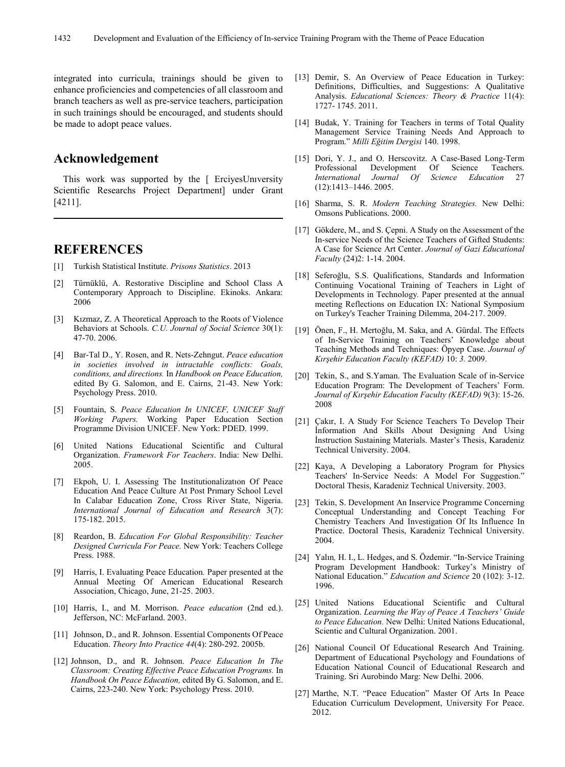integrated into curricula, trainings should be given to enhance proficiencies and competencies of all classroom and branch teachers as well as pre-service teachers, participation in such trainings should be encouraged, and students should be made to adopt peace values.

## Acknowledgement

This work was supported by the [ ErciyesUnıversity Scientific Researchs Project Department] under Grant [4211].

## REFERENCES

[1] Turkish Statistical Institute. *Prisons Statistics*. 2013

[2] Türnüklü, A. Restorative Discipline and School Class A Contemporary Approach to Discipline. Ekinoks. Ankara: 2006

[3] Kızmaz, Z. A Theoretical Approach to the Roots of Violence Behaviors at Schools. *C.U. Journal of Social Science* 30(1): 47-70. 2006.

[4] Bar-Tal D., Y. Rosen, and R. Nets-Zehngut. *Peace education in societies involved in intractable conflicts: Goals, conditions, and directions.* In *Handbook on Peace Education,* edited By G. Salomon, and E. Cairns, 21-43. New York: Psychology Press. 2010.

[5] Fountain, S. *Peace Education In UNICEF, UNICEF Staff Working Papers.* Working Paper Education Section Programme Division UNICEF. New York: PDED. 1999.

[6] United Nations Educational Scientific and Cultural Organization. *Framework For Teachers*. India: New Delhi. 2005.

[7] Ekpoh, U. I. Assessing The Institutionalizatıon Of Peace Education And Peace Culture At Post Prımary School Level In Calabar Education Zone, Cross River State, Nigeria. *International Journal of Education and Research* 3(7): 175-182. 2015.

[8] Reardon, B. *Education For Global Responsibility: Teacher Designed Curricula For Peace.* New York: Teachers College Press. 1988.

[9] Harris, I. Evaluating Peace Education*.* Paper presented at the Annual Meeting Of American Educational Research Association, Chicago, June, 21-25. 2003.

[10] Harris, I., and M. Morrison. *Peace education* (2nd ed.). Jefferson, NC: McFarland. 2003.

[11] Johnson, D., and R. Johnson. Essential Components Of Peace Education. *Theory Into Practice 44*(4): 280-292. 2005b.

[12] Johnson, D., and R. Johnson. *Peace Education In The Classroom: Creating Effective Peace Education Programs.* In *Handbook On Peace Education,* edited By G. Salomon, and E. Cairns, 223-240. New York: Psychology Press. 2010.

[13] Demir, S. An Overview of Peace Education in Turkey: Definitions, Difficulties, and Suggestions: A Qualitative Analysis. *Educational Sciences: Theory & Practice* 11(4): 1727- 1745. 2011.

[14] Budak, Y. Training for Teachers in terms of Total Quality Management Service Training Needs And Approach to Program." *Milli Eğitim Dergisi* 140. 1998.

[15] Dori, Y. J., and O. Herscovitz. A Case-Based Long-Term Professional Development Of Science Teachers. *International Journal Of Science Education* 27 (12):1413–1446. 2005.

[16] Sharma, S. R. *Modern Teaching Strategies.* New Delhi: Omsons Publications. 2000.

[17] Gökdere, M., and S. Çepni. A Study on the Assessment of the In-service Needs of the Science Teachers of Gifted Students: A Case for Science Art Center. *Journal of Gazi Educational Faculty* (24)2: 1-14. 2004.

[18] Seferoğlu, S.S. Qualifications, Standards and Information Continuing Vocational Training of Teachers in Light of Developments in Technology*.* Paper presented at the annual meeting Reflections on Education IX: National Symposium on Turkey's Teacher Training Dilemma, 204-217. 2009.

[19] Önen, F., H. Mertoğlu, M. Saka, and A. Gürdal. The Effects of In-Service Training on Teachers' Knowledge about Teaching Methods and Techniques: Öpyep Case. *Journal of Kırşehir Education Faculty (KEFAD)* 10: *3.* 2009.

[20] Tekin, S., and S.Yaman. The Evaluation Scale of in-Service Education Program: The Development of Teachers' Form. *Journal of Kırşehir Education Faculty (KEFAD)* 9(3): 15-26. 2008

[21] Çakır, I. A Study For Science Teachers To Develop Their İnformation And Skills About Designing And Using İnstruction Sustaining Materials. Master's Thesis, Karadeniz Technical University. 2004.

[22] Kaya, A Developing a Laboratory Program for Physics Teachers' In-Service Needs: A Model For Suggestion." Doctoral Thesis, Karadeniz Technical University. 2003.

[23] Tekin, S. Development An Inservice Programme Concerning Conceptual Understanding and Concept Teaching For Chemistry Teachers And Investigation Of Its Influence In Practice. Doctoral Thesis, Karadeniz Technical University. 2004.

[24] Yalın, H. I., L. Hedges, and S. Özdemir. "In-Service Training Program Development Handbook: Turkey's Ministry of National Education." *Education and Science* 20 (102): 3-12. 1996.

[25] United Nations Educational Scientific and Cultural Organization. *Learning the Way of Peace A Teachers' Guide to Peace Education.* New Delhi: United Nations Educational, Scientic and Cultural Organization. 2001.

[26] National Council Of Educational Research And Training. Department of Educational Psychology and Foundations of Education National Council of Educational Research and Training. Sri Aurobindo Marg: New Delhi. 2006.

[27] Marthe, N.T. "Peace Education" Master Of Arts In Peace Education Curriculum Development, University For Peace. 2012.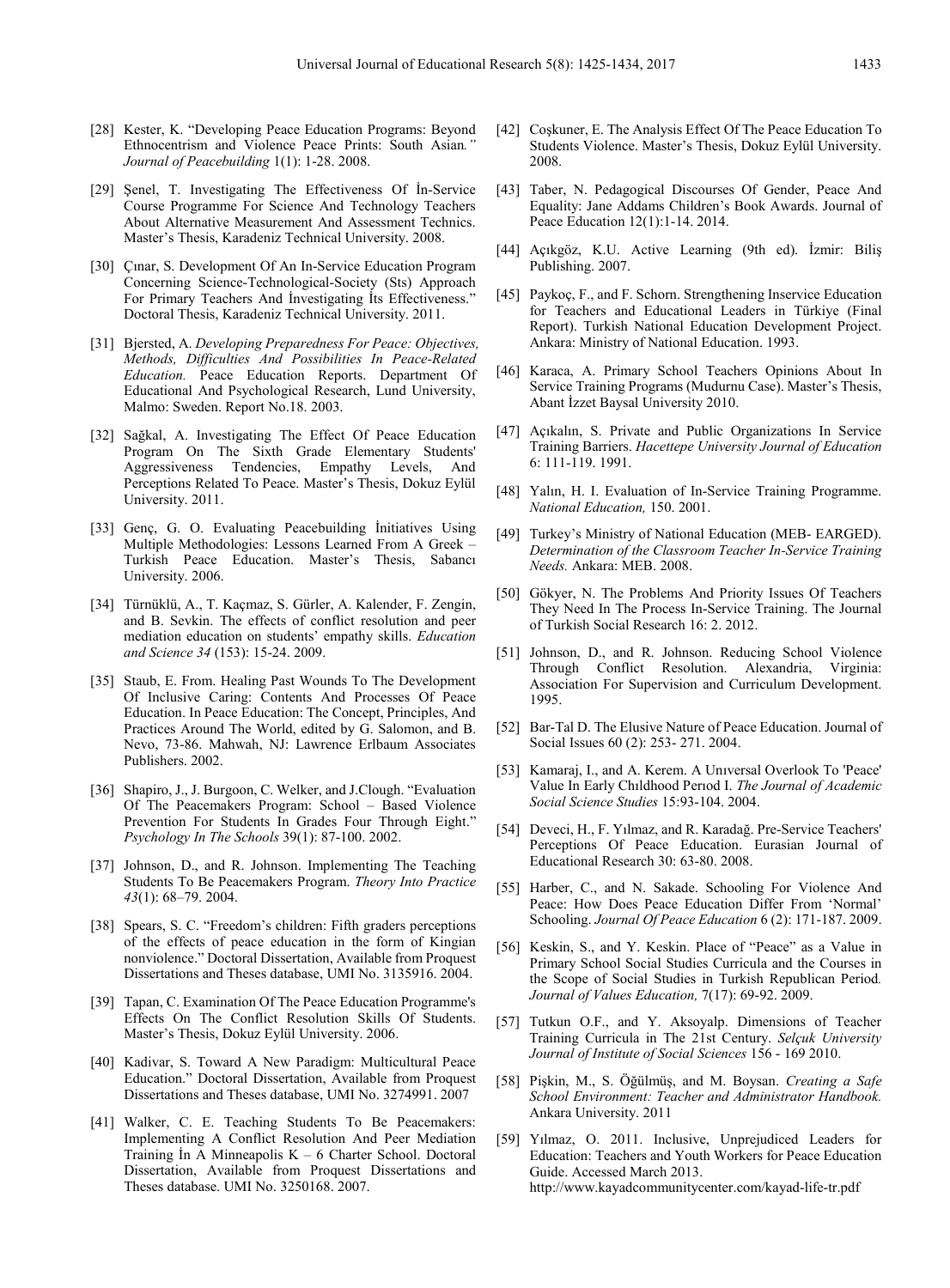[28] Kester, K. "Developing Peace Education Programs: Beyond Ethnocentrism and Violence Peace Prints: South Asian*." Journal of Peacebuilding* 1(1): 1-28. 2008.

[29] Şenel, T. Investigating The Effectiveness Of İn-Service Course Programme For Science And Technology Teachers About Alternative Measurement And Assessment Technics. Master's Thesis, Karadeniz Technical University. 2008.

[30] Çınar, S. Development Of An In-Service Education Program Concerning Science-Technological-Society (Sts) Approach For Primary Teachers And İnvestigating İts Effectiveness." Doctoral Thesis, Karadeniz Technical University. 2011.

[31] Bjersted, A. *Developing Preparedness For Peace: Objectives, Methods, Difficulties And Possibilities In Peace-Related Education.* Peace Education Reports. Department Of Educational And Psychological Research, Lund University, Malmo: Sweden. Report No.18. 2003.

[32] Sağkal, A. Investigating The Effect Of Peace Education Program On The Sixth Grade Elementary Students' Aggressiveness Tendencies, Empathy Levels, And Perceptions Related To Peace. Master's Thesis, Dokuz Eylül University. 2011.

[33] Genç, G. O. Evaluating Peacebuilding İnitiatives Using Multiple Methodologies: Lessons Learned From A Greek – Turkish Peace Education. Master's Thesis, Sabancı University. 2006.

[34] Türnüklü, A., T. Kaçmaz, S. Gürler, A. Kalender, F. Zengin, and B. Sevkin. The effects of conflict resolution and peer mediation education on students' empathy skills. *Education and Science 34* (153): 15-24. 2009.

[35] Staub, E. From. Healing Past Wounds To The Development Of Inclusive Caring: Contents And Processes Of Peace Education. In Peace Education: The Concept, Principles, And Practices Around The World, edited by G. Salomon, and B. Nevo, 73-86. Mahwah, NJ: Lawrence Erlbaum Associates Publishers. 2002.

[36] Shapiro, J., J. Burgoon, C. Welker, and J.Clough. "Evaluation Of The Peacemakers Program: School – Based Violence Prevention For Students In Grades Four Through Eight." *Psychology In The Schools* 39(1): 87-100. 2002.

[37] Johnson, D., and R. Johnson. Implementing The Teaching Students To Be Peacemakers Program. *Theory Into Practice 43*(1): 68–79. 2004.

[38] Spears, S. C. "Freedom's children: Fifth graders perceptions of the effects of peace education in the form of Kingian nonviolence." Doctoral Dissertation, Available from Proquest Dissertations and Theses database, UMI No. 3135916. 2004.

[39] Tapan, C. Examination Of The Peace Education Programme's Effects On The Conflict Resolution Skills Of Students. Master's Thesis, Dokuz Eylül University. 2006.

[40] Kadivar, S. Toward A New Paradigm: Multicultural Peace Education." Doctoral Dissertation, Available from Proquest Dissertations and Theses database, UMI No. 3274991. 2007

[41] Walker, C. E. Teaching Students To Be Peacemakers: Implementing A Conflict Resolution And Peer Mediation Training İn A Minneapolis K – 6 Charter School. Doctoral Dissertation, Available from Proquest Dissertations and Theses database. UMI No. 3250168. 2007.

[42] Coşkuner, E. The Analysis Effect Of The Peace Education To Students Violence. Master's Thesis, Dokuz Eylül University. 2008.

[43] Taber, N. Pedagogical Discourses Of Gender, Peace And Equality: Jane Addams Children's Book Awards. Journal of Peace Education 12(1):1-14. 2014.

[44] Açıkgöz, K.U. Active Learning (9th ed). İzmir: Biliş Publishing. 2007.

[45] Paykoç, F., and F. Schorn. Strengthening Inservice Education for Teachers and Educational Leaders in Türkiye (Final Report). Turkish National Education Development Project. Ankara: Ministry of National Education. 1993.

[46] Karaca, A. Primary School Teachers Opinions About In Service Training Programs (Mudurnu Case). Master's Thesis, Abant İzzet Baysal University 2010.

[47] Açıkalın, S. Private and Public Organizations In Service Training Barriers. *Hacettepe University Journal of Education* 6: 111-119. 1991.

[48] Yalın, H. I. Evaluation of In-Service Training Programme. *National Education,* 150. 2001.

[49] Turkey's Ministry of National Education (MEB- EARGED). *Determination of the Classroom Teacher In-Service Training Needs.* Ankara: MEB. 2008.

[50] Gökyer, N. The Problems And Priority Issues Of Teachers They Need In The Process In-Service Training. The Journal of Turkish Social Research 16: 2. 2012.

[51] Johnson, D., and R. Johnson. Reducing School Violence Through Conflict Resolution. Alexandria, Virginia: Association For Supervision and Curriculum Development. 1995.

[52] Bar-Tal D. The Elusive Nature of Peace Education. Journal of Social Issues 60 (2): 253- 271. 2004.

[53] Kamaraj, I., and A. Kerem. A Unıversal Overlook To 'Peace' Value In Early Chıldhood Perıod I. *The Journal of Academic Social Science Studies* 15:93-104. 2004.

[54] Deveci, H., F. Yılmaz, and R. Karadağ. Pre-Service Teachers' Perceptions Of Peace Education. Eurasian Journal of Educational Research 30: 63-80. 2008.

[55] Harber, C., and N. Sakade. Schooling For Violence And Peace: How Does Peace Education Differ From 'Normal' Schooling. *Journal Of Peace Education* 6 (2): 171-187. 2009.

[56] Keskin, S., and Y. Keskin. Place of "Peace" as a Value in Primary School Social Studies Curricula and the Courses in the Scope of Social Studies in Turkish Republican Period*. Journal of Values Education,* 7(17): 69-92. 2009.

[57] Tutkun O.F., and Y. Aksoyalp. Dimensions of Teacher Training Curricula in The 21st Century. *Selçuk University Journal of Institute of Social Sciences* 156 - 169 2010.

[58] Pişkin, M., S. Öğülmüş, and M. Boysan. *Creating a Safe School Environment: Teacher and Administrator Handbook.* Ankara University. 2011

[59] Yılmaz, O. 2011. Inclusive, Unprejudiced Leaders for Education: Teachers and Youth Workers for Peace Education Guide. Accessed March 2013. http://www.kayadcommunitycenter.com/kayad-life-tr.pdf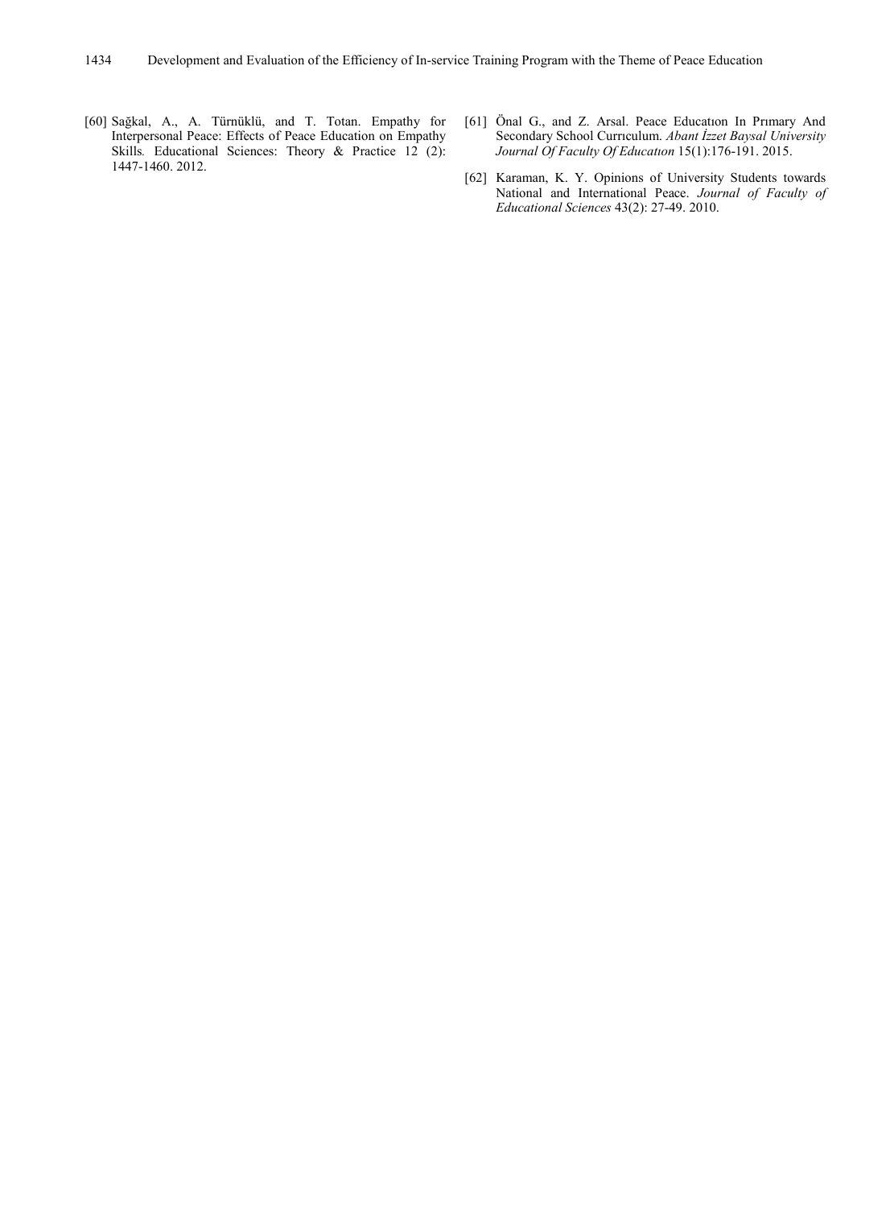[60] Sağkal, A., A. Türnüklü, and T. Totan. Empathy for Interpersonal Peace: Effects of Peace Education on Empathy Skills. Educational Sciences: Theory & Practice 12 (2): 1447-1460. 2012.

[61] Önal G., and Z. Arsal. Peace Educatıon In Prımary And Secondary School Currıculum. *Abant İzzet Baysal University Journal Of Faculty Of Educatıon* 15(1):176-191. 2015.

[62] Karaman, K. Y. Opinions of University Students towards National and International Peace. *Journal of Faculty of Educational Sciences* 43(2): 27-49. 2010.